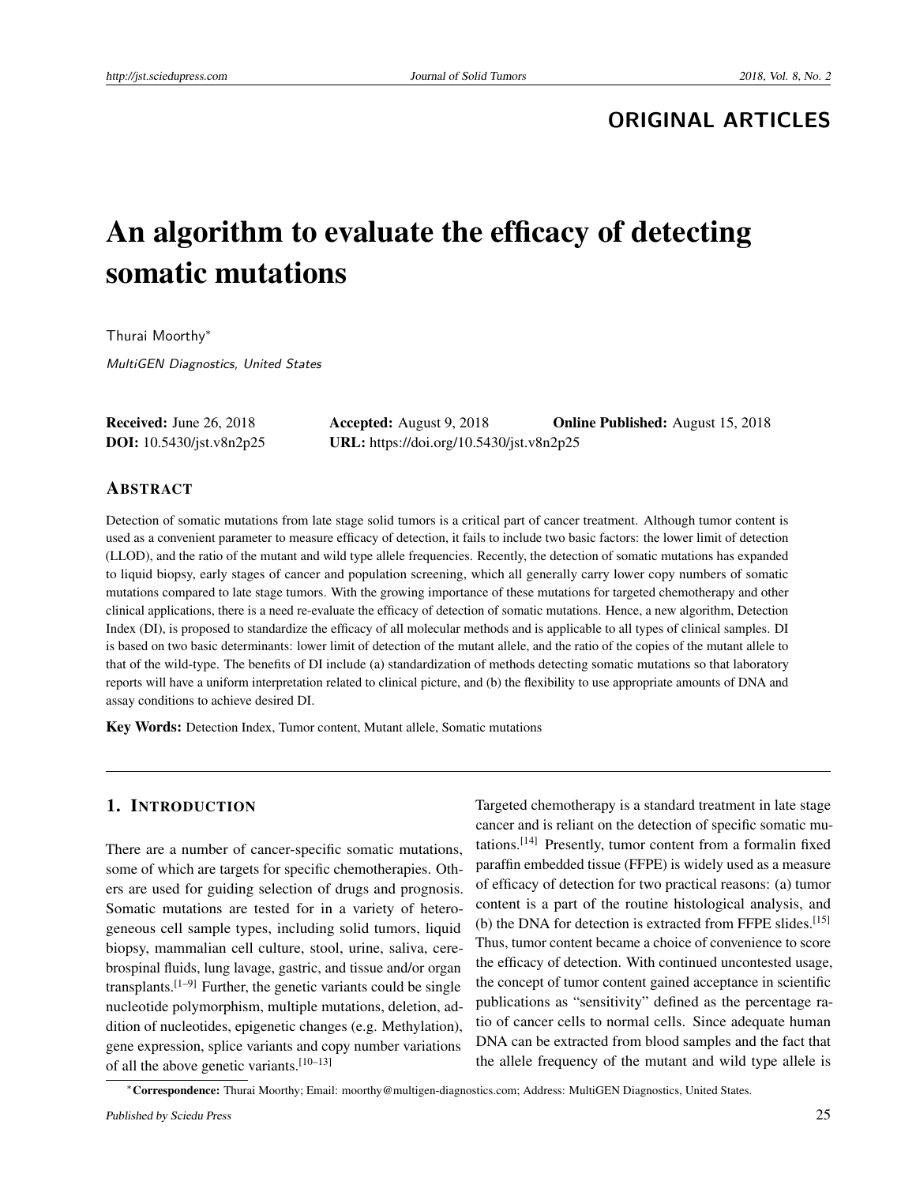ORIGINAL ARTICLES

# An algorithm to evaluate the efficacy of detecting somatic mutations

Thurai Moorthy*

*MultiGEN Diagnostics, United States*

**Received:** June 26, 2018 **Accepted:** August 9, 2018 **Online Published:** August 15, 2018
**DOI:** 10.5430/jst.v8n2p25 **URL:** https://doi.org/10.5430/jst.v8n2p25

## ABSTRACT

Detection of somatic mutations from late stage solid tumors is a critical part of cancer treatment. Although tumor content is used as a convenient parameter to measure efficacy of detection, it fails to include two basic factors: the lower limit of detection (LLOD), and the ratio of the mutant and wild type allele frequencies. Recently, the detection of somatic mutations has expanded to liquid biopsy, early stages of cancer and population screening, which all generally carry lower copy numbers of somatic mutations compared to late stage tumors. With the growing importance of these mutations for targeted chemotherapy and other clinical applications, there is a need re-evaluate the efficacy of detection of somatic mutations. Hence, a new algorithm, Detection Index (DI), is proposed to standardize the efficacy of all molecular methods and is applicable to all types of clinical samples. DI is based on two basic determinants: lower limit of detection of the mutant allele, and the ratio of the copies of the mutant allele to that of the wild-type. The benefits of DI include (a) standardization of methods detecting somatic mutations so that laboratory reports will have a uniform interpretation related to clinical picture, and (b) the flexibility to use appropriate amounts of DNA and assay conditions to achieve desired DI.

**Key Words:** Detection Index, Tumor content, Mutant allele, Somatic mutations

## 1. INTRODUCTION

There are a number of cancer-specific somatic mutations, some of which are targets for specific chemotherapies. Others are used for guiding selection of drugs and prognosis. Somatic mutations are tested for in a variety of heterogeneous cell sample types, including solid tumors, liquid biopsy, mammalian cell culture, stool, urine, saliva, cerebrospinal fluids, lung lavage, gastric, and tissue and/or organ transplants.[1–9] Further, the genetic variants could be single nucleotide polymorphism, multiple mutations, deletion, addition of nucleotides, epigenetic changes (e.g. Methylation), gene expression, splice variants and copy number variations of all the above genetic variants.[10–13]

Targeted chemotherapy is a standard treatment in late stage cancer and is reliant on the detection of specific somatic mutations.[14] Presently, tumor content from a formalin fixed paraffin embedded tissue (FFPE) is widely used as a measure of efficacy of detection for two practical reasons: (a) tumor content is a part of the routine histological analysis, and (b) the DNA for detection is extracted from FFPE slides.[15] Thus, tumor content became a choice of convenience to score the efficacy of detection. With continued uncontested usage, the concept of tumor content gained acceptance in scientific publications as "sensitivity" defined as the percentage ratio of cancer cells to normal cells. Since adequate human DNA can be extracted from blood samples and the fact that the allele frequency of the mutant and wild type allele is

*Correspondence: Thurai Moorthy; Email: moorthy@multigen-diagnostics.com; Address: MultiGEN Diagnostics, United States.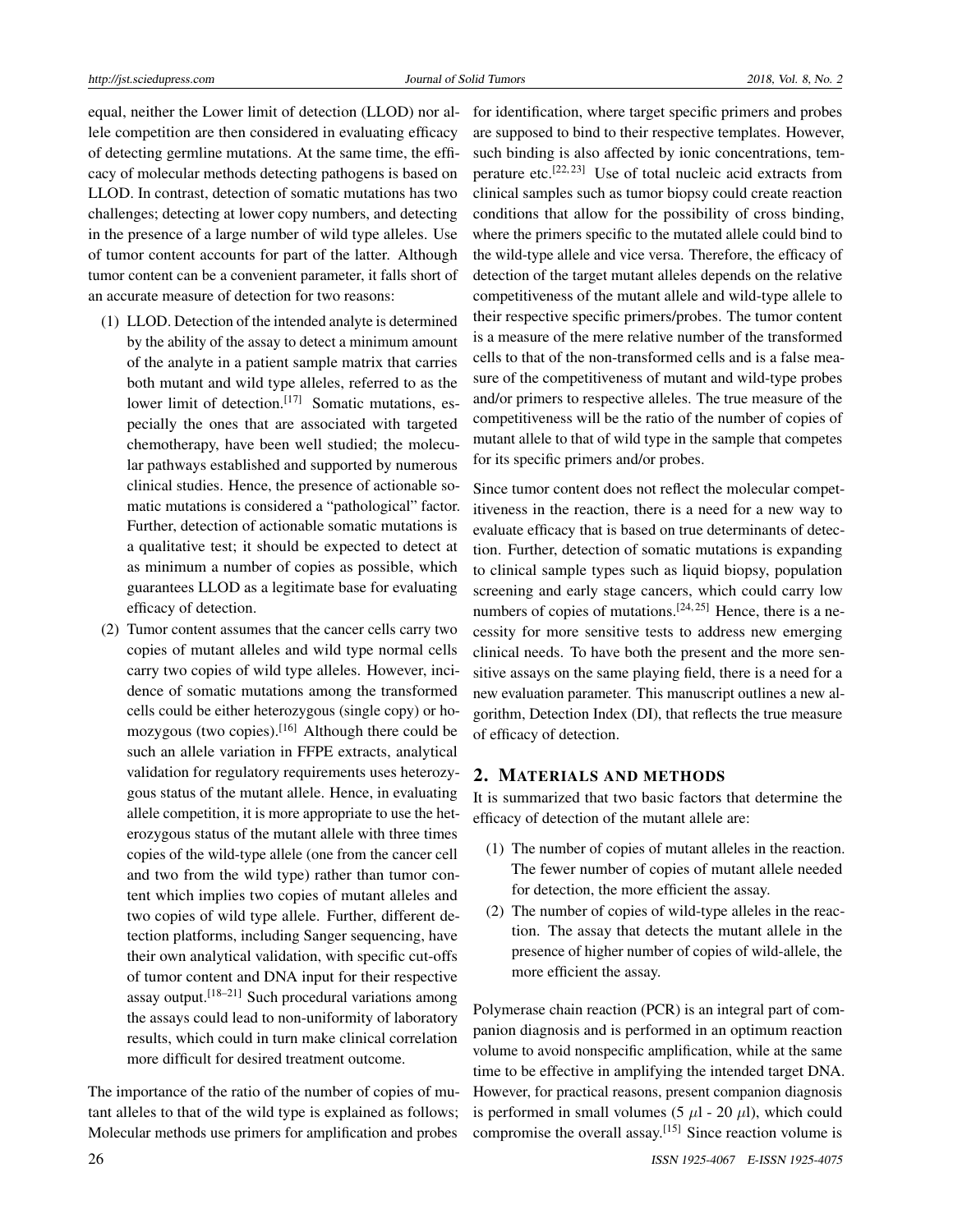equal, neither the Lower limit of detection (LLOD) nor allele competition are then considered in evaluating efficacy of detecting germline mutations. At the same time, the efficacy of molecular methods detecting pathogens is based on LLOD. In contrast, detection of somatic mutations has two challenges; detecting at lower copy numbers, and detecting in the presence of a large number of wild type alleles. Use of tumor content accounts for part of the latter. Although tumor content can be a convenient parameter, it falls short of an accurate measure of detection for two reasons:

(1) LLOD. Detection of the intended analyte is determined by the ability of the assay to detect a minimum amount of the analyte in a patient sample matrix that carries both mutant and wild type alleles, referred to as the lower limit of detection.[17] Somatic mutations, especially the ones that are associated with targeted chemotherapy, have been well studied; the molecular pathways established and supported by numerous clinical studies. Hence, the presence of actionable somatic mutations is considered a "pathological" factor. Further, detection of actionable somatic mutations is a qualitative test; it should be expected to detect at as minimum a number of copies as possible, which guarantees LLOD as a legitimate base for evaluating efficacy of detection.

(2) Tumor content assumes that the cancer cells carry two copies of mutant alleles and wild type normal cells carry two copies of wild type alleles. However, incidence of somatic mutations among the transformed cells could be either heterozygous (single copy) or homozygous (two copies).[16] Although there could be such an allele variation in FFPE extracts, analytical validation for regulatory requirements uses heterozygous status of the mutant allele. Hence, in evaluating allele competition, it is more appropriate to use the heterozygous status of the mutant allele with three times copies of the wild-type allele (one from the cancer cell and two from the wild type) rather than tumor content which implies two copies of mutant alleles and two copies of wild type allele. Further, different detection platforms, including Sanger sequencing, have their own analytical validation, with specific cut-offs of tumor content and DNA input for their respective assay output.[18–21] Such procedural variations among the assays could lead to non-uniformity of laboratory results, which could in turn make clinical correlation more difficult for desired treatment outcome.

The importance of the ratio of the number of copies of mutant alleles to that of the wild type is explained as follows; Molecular methods use primers for amplification and probes for identification, where target specific primers and probes are supposed to bind to their respective templates. However, such binding is also affected by ionic concentrations, temperature etc.[22,23] Use of total nucleic acid extracts from clinical samples such as tumor biopsy could create reaction conditions that allow for the possibility of cross binding, where the primers specific to the mutated allele could bind to the wild-type allele and vice versa. Therefore, the efficacy of detection of the target mutant alleles depends on the relative competitiveness of the mutant allele and wild-type allele to their respective specific primers/probes. The tumor content is a measure of the mere relative number of the transformed cells to that of the non-transformed cells and is a false measure of the competitiveness of mutant and wild-type probes and/or primers to respective alleles. The true measure of the competitiveness will be the ratio of the number of copies of mutant allele to that of wild type in the sample that competes for its specific primers and/or probes.

Since tumor content does not reflect the molecular competitiveness in the reaction, there is a need for a new way to evaluate efficacy that is based on true determinants of detection. Further, detection of somatic mutations is expanding to clinical sample types such as liquid biopsy, population screening and early stage cancers, which could carry low numbers of copies of mutations.[24,25] Hence, there is a necessity for more sensitive tests to address new emerging clinical needs. To have both the present and the more sensitive assays on the same playing field, there is a need for a new evaluation parameter. This manuscript outlines a new algorithm, Detection Index (DI), that reflects the true measure of efficacy of detection.

## 2. Materials and methods

It is summarized that two basic factors that determine the efficacy of detection of the mutant allele are:

(1) The number of copies of mutant alleles in the reaction. The fewer number of copies of mutant allele needed for detection, the more efficient the assay.

(2) The number of copies of wild-type alleles in the reaction. The assay that detects the mutant allele in the presence of higher number of copies of wild-allele, the more efficient the assay.

Polymerase chain reaction (PCR) is an integral part of companion diagnosis and is performed in an optimum reaction volume to avoid nonspecific amplification, while at the same time to be effective in amplifying the intended target DNA. However, for practical reasons, present companion diagnosis is performed in small volumes (5 $\mu$l - 20 $\mu$l), which could compromise the overall assay.[15] Since reaction volume is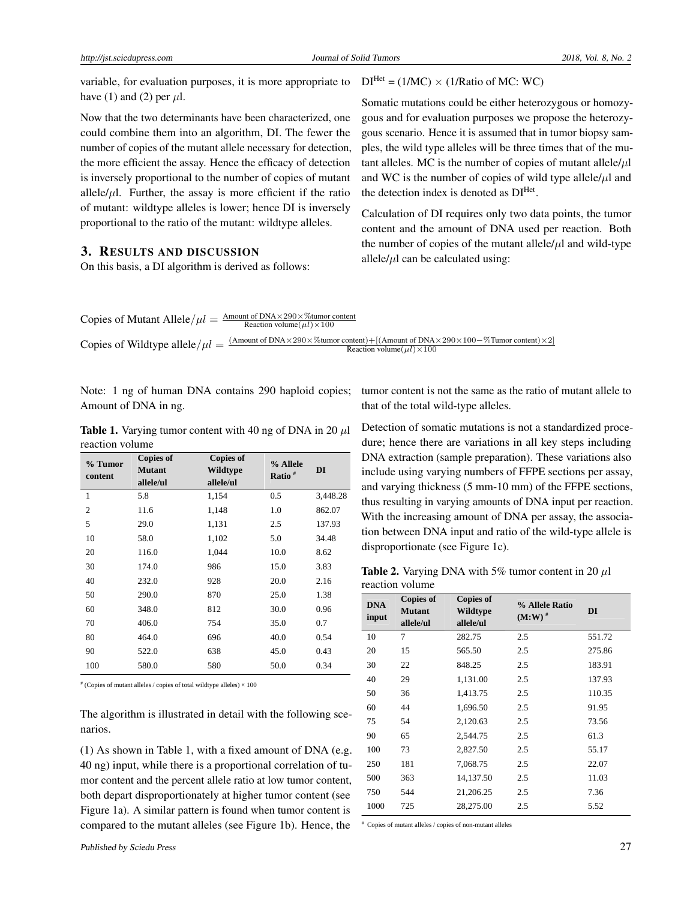variable, for evaluation purposes, it is more appropriate to have (1) and (2) per $\mu$l.

Now that the two determinants have been characterized, one could combine them into an algorithm, DI. The fewer the number of copies of the mutant allele necessary for detection, the more efficient the assay. Hence the efficacy of detection is inversely proportional to the number of copies of mutant allele/$\mu$l. Further, the assay is more efficient if the ratio of mutant: wildtype alleles is lower; hence DI is inversely proportional to the ratio of the mutant: wildtype alleles.

## 3. RESULTS AND DISCUSSION

On this basis, a DI algorithm is derived as follows:

$DI^{Het}$ = (1/MC) × (1/Ratio of MC: WC)

Somatic mutations could be either heterozygous or homozygous and for evaluation purposes we propose the heterozygous scenario. Hence it is assumed that in tumor biopsy samples, the wild type alleles will be three times that of the mutant alleles. MC is the number of copies of mutant allele/$\mu$l and WC is the number of copies of wild type allele/$\mu$l and the detection index is denoted as $DI^{Het}$.

Calculation of DI requires only two data points, the tumor content and the amount of DNA used per reaction. Both the number of copies of the mutant allele/$\mu$l and wild-type allele/$\mu$l can be calculated using:

$$\text{Copies of Mutant Allele}/\mu l = \frac{\text{Amount of DNA} \times 290 \times \%\text{tumor content}}{\text{Reaction volume}(\mu l) \times 100}$$

$$\text{Copies of Wildtype allele}/\mu l = \frac{(\text{Amount of DNA} \times 290 \times \%\text{tumor content}) + [(\text{Amount of DNA} \times 290 \times 100 - \%\text{Tumor content}) \times 2]}{\text{Reaction volume}(\mu l) \times 100}$$

Note: 1 ng of human DNA contains 290 haploid copies; Amount of DNA in ng.

**Table 1.** Varying tumor content with 40 ng of DNA in 20 $\mu$l reaction volume

| % Tumor content | Copies of Mutant allele/ul | Copies of Wildtype allele/ul | % Allele Ratio # | DI |
|---|---|---|---|---|
| 1 | 5.8 | 1,154 | 0.5 | 3,448.28 |
| 2 | 11.6 | 1,148 | 1.0 | 862.07 |
| 5 | 29.0 | 1,131 | 2.5 | 137.93 |
| 10 | 58.0 | 1,102 | 5.0 | 34.48 |
| 20 | 116.0 | 1,044 | 10.0 | 8.62 |
| 30 | 174.0 | 986 | 15.0 | 3.83 |
| 40 | 232.0 | 928 | 20.0 | 2.16 |
| 50 | 290.0 | 870 | 25.0 | 1.38 |
| 60 | 348.0 | 812 | 30.0 | 0.96 |
| 70 | 406.0 | 754 | 35.0 | 0.7 |
| 80 | 464.0 | 696 | 40.0 | 0.54 |
| 90 | 522.0 | 638 | 45.0 | 0.43 |
| 100 | 580.0 | 580 | 50.0 | 0.34 |

# (Copies of mutant alleles / copies of total wildtype alleles) × 100

The algorithm is illustrated in detail with the following scenarios.

(1) As shown in Table 1, with a fixed amount of DNA (e.g. 40 ng) input, while there is a proportional correlation of tumor content and the percent allele ratio at low tumor content, both depart disproportionately at higher tumor content (see Figure 1a). A similar pattern is found when tumor content is compared to the mutant alleles (see Figure 1b). Hence, the tumor content is not the same as the ratio of mutant allele to that of the total wild-type alleles.

Detection of somatic mutations is not a standardized procedure; hence there are variations in all key steps including DNA extraction (sample preparation). These variations also include using varying numbers of FFPE sections per assay, and varying thickness (5 mm-10 mm) of the FFPE sections, thus resulting in varying amounts of DNA input per reaction. With the increasing amount of DNA per assay, the association between DNA input and ratio of the wild-type allele is disproportionate (see Figure 1c).

**Table 2.** Varying DNA with 5% tumor content in 20 $\mu$l reaction volume

| DNA input | Copies of Mutant allele/ul | Copies of Wildtype allele/ul | % Allele Ratio (M:W) # | DI |
|---|---|---|---|---|
| 10 | 7 | 282.75 | 2.5 | 551.72 |
| 20 | 15 | 565.50 | 2.5 | 275.86 |
| 30 | 22 | 848.25 | 2.5 | 183.91 |
| 40 | 29 | 1,131.00 | 2.5 | 137.93 |
| 50 | 36 | 1,413.75 | 2.5 | 110.35 |
| 60 | 44 | 1,696.50 | 2.5 | 91.95 |
| 75 | 54 | 2,120.63 | 2.5 | 73.56 |
| 90 | 65 | 2,544.75 | 2.5 | 61.3 |
| 100 | 73 | 2,827.50 | 2.5 | 55.17 |
| 250 | 181 | 7,068.75 | 2.5 | 22.07 |
| 500 | 363 | 14,137.50 | 2.5 | 11.03 |
| 750 | 544 | 21,206.25 | 2.5 | 7.36 |
| 1000 | 725 | 28,275.00 | 2.5 | 5.52 |

# Copies of mutant alleles / copies of non-mutant alleles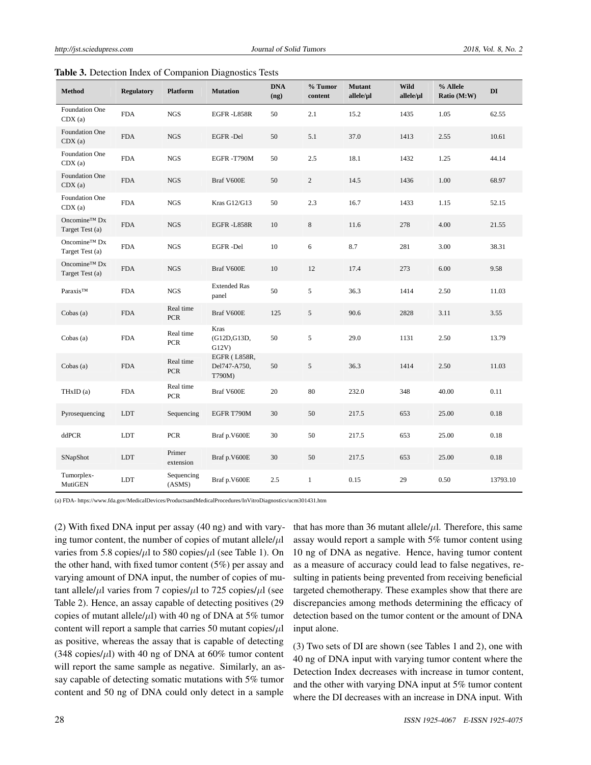**Table 3.** Detection Index of Companion Diagnostics Tests

| Method | Regulatory | Platform | Mutation | DNA (ng) | % Tumor content | Mutant allele/µl | Wild allele/µl | % Allele Ratio (M:W) | DI |
|---|---|---|---|---|---|---|---|---|---|
| Foundation One CDX (a) | FDA | NGS | EGFR -L858R | 50 | 2.1 | 15.2 | 1435 | 1.05 | 62.55 |
| Foundation One CDX (a) | FDA | NGS | EGFR -Del | 50 | 5.1 | 37.0 | 1413 | 2.55 | 10.61 |
| Foundation One CDX (a) | FDA | NGS | EGFR -T790M | 50 | 2.5 | 18.1 | 1432 | 1.25 | 44.14 |
| Foundation One CDX (a) | FDA | NGS | Braf V600E | 50 | 2 | 14.5 | 1436 | 1.00 | 68.97 |
| Foundation One CDX (a) | FDA | NGS | Kras G12/G13 | 50 | 2.3 | 16.7 | 1433 | 1.15 | 52.15 |
| Oncomine™ Dx Target Test (a) | FDA | NGS | EGFR -L858R | 10 | 8 | 11.6 | 278 | 4.00 | 21.55 |
| Oncomine™ Dx Target Test (a) | FDA | NGS | EGFR -Del | 10 | 6 | 8.7 | 281 | 3.00 | 38.31 |
| Oncomine™ Dx Target Test (a) | FDA | NGS | Braf V600E | 10 | 12 | 17.4 | 273 | 6.00 | 9.58 |
| Paraxis™ | FDA | NGS | Extended Ras panel | 50 | 5 | 36.3 | 1414 | 2.50 | 11.03 |
| Cobas (a) | FDA | Real time PCR | Braf V600E | 125 | 5 | 90.6 | 2828 | 3.11 | 3.55 |
| Cobas (a) | FDA | Real time PCR | Kras (G12D,G13D, G12V) | 50 | 5 | 29.0 | 1131 | 2.50 | 13.79 |
| Cobas (a) | FDA | Real time PCR | EGFR ( L858R, Del747-A750, T790M) | 50 | 5 | 36.3 | 1414 | 2.50 | 11.03 |
| THxID (a) | FDA | Real time PCR | Braf V600E | 20 | 80 | 232.0 | 348 | 40.00 | 0.11 |
| Pyrosequencing | LDT | Sequencing | EGFR T790M | 30 | 50 | 217.5 | 653 | 25.00 | 0.18 |
| ddPCR | LDT | PCR | Braf p.V600E | 30 | 50 | 217.5 | 653 | 25.00 | 0.18 |
| SNapShot | LDT | Primer extension | Braf p.V600E | 30 | 50 | 217.5 | 653 | 25.00 | 0.18 |
| Tumorplex-MutiGEN | LDT | Sequencing (ASMS) | Braf p.V600E | 2.5 | 1 | 0.15 | 29 | 0.50 | 13793.10 |

(a) FDA- https://www.fda.gov/MedicalDevices/ProductsandMedicalProcedures/InVitroDiagnostics/ucm301431.htm

(2) With fixed DNA input per assay (40 ng) and with varying tumor content, the number of copies of mutant allele/$\mu$l varies from 5.8 copies/$\mu$l to 580 copies/$\mu$l (see Table 1). On the other hand, with fixed tumor content (5%) per assay and varying amount of DNA input, the number of copies of mutant allele/$\mu$l varies from 7 copies/$\mu$l to 725 copies/$\mu$l (see Table 2). Hence, an assay capable of detecting positives (29 copies of mutant allele/$\mu$l) with 40 ng of DNA at 5% tumor content will report a sample that carries 50 mutant copies/$\mu$l as positive, whereas the assay that is capable of detecting (348 copies/$\mu$l) with 40 ng of DNA at 60% tumor content will report the same sample as negative. Similarly, an assay capable of detecting somatic mutations with 5% tumor content and 50 ng of DNA could only detect in a sample that has more than 36 mutant allele/$\mu$l. Therefore, this same assay would report a sample with 5% tumor content using 10 ng of DNA as negative. Hence, having tumor content as a measure of accuracy could lead to false negatives, resulting in patients being prevented from receiving beneficial targeted chemotherapy. These examples show that there are discrepancies among methods determining the efficacy of detection based on the tumor content or the amount of DNA input alone.

(3) Two sets of DI are shown (see Tables 1 and 2), one with 40 ng of DNA input with varying tumor content where the Detection Index decreases with increase in tumor content, and the other with varying DNA input at 5% tumor content where the DI decreases with an increase in DNA input. With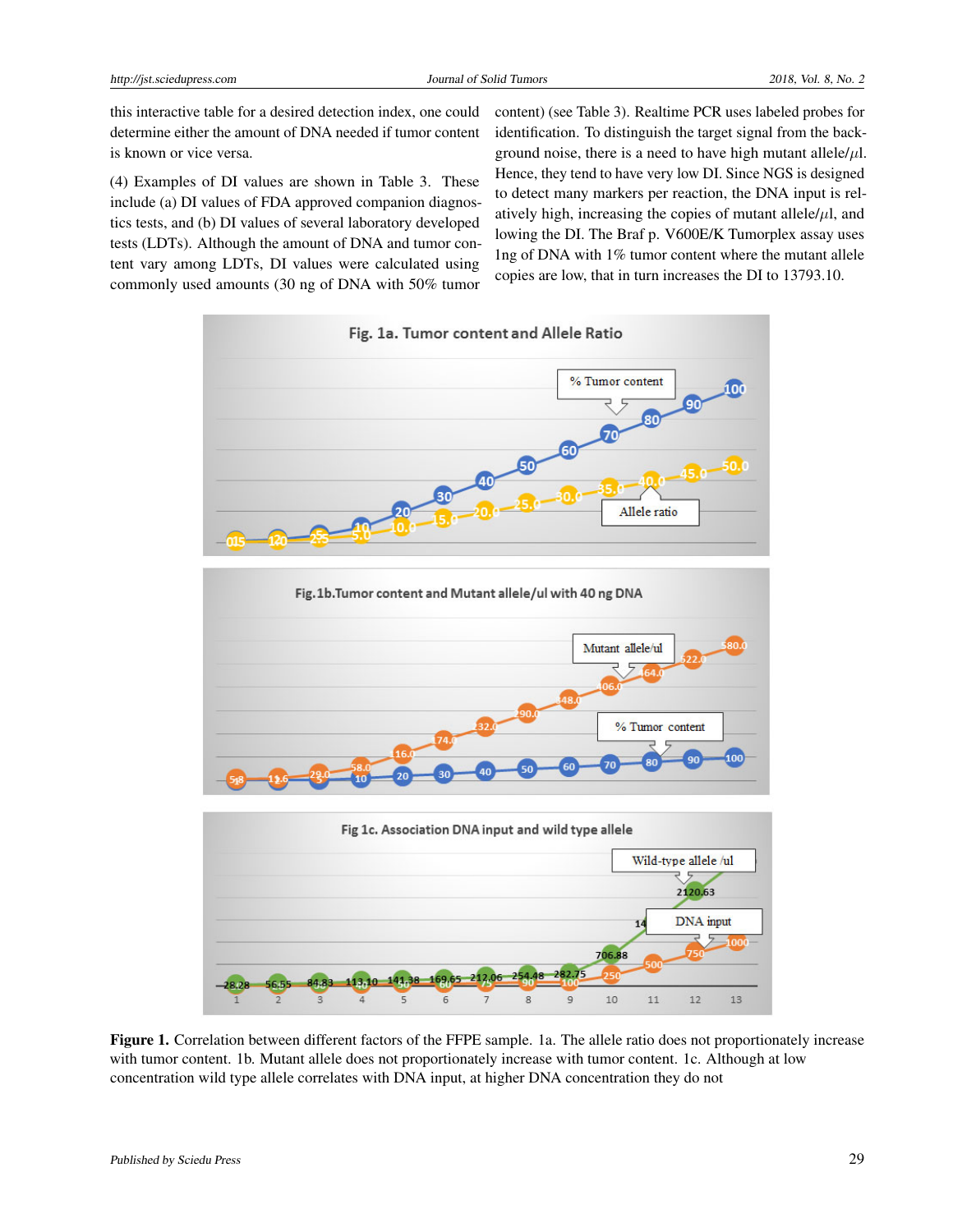this interactive table for a desired detection index, one could determine either the amount of DNA needed if tumor content is known or vice versa.

(4) Examples of DI values are shown in Table 3. These include (a) DI values of FDA approved companion diagnostics tests, and (b) DI values of several laboratory developed tests (LDTs). Although the amount of DNA and tumor content vary among LDTs, DI values were calculated using commonly used amounts (30 ng of DNA with 50% tumor content) (see Table 3). Realtime PCR uses labeled probes for identification. To distinguish the target signal from the background noise, there is a need to have high mutant allele/$\mu$l. Hence, they tend to have very low DI. Since NGS is designed to detect many markers per reaction, the DNA input is relatively high, increasing the copies of mutant allele/$\mu$l, and lowing the DI. The Braf p. V600E/K Tumorplex assay uses 1ng of DNA with 1% tumor content where the mutant allele copies are low, that in turn increases the DI to 13793.10.

**Figure 1.** Correlation between different factors of the FFPE sample. 1a. The allele ratio does not proportionately increase with tumor content. 1b. Mutant allele does not proportionately increase with tumor content. 1c. Although at low concentration wild type allele correlates with DNA input, at higher DNA concentration they do not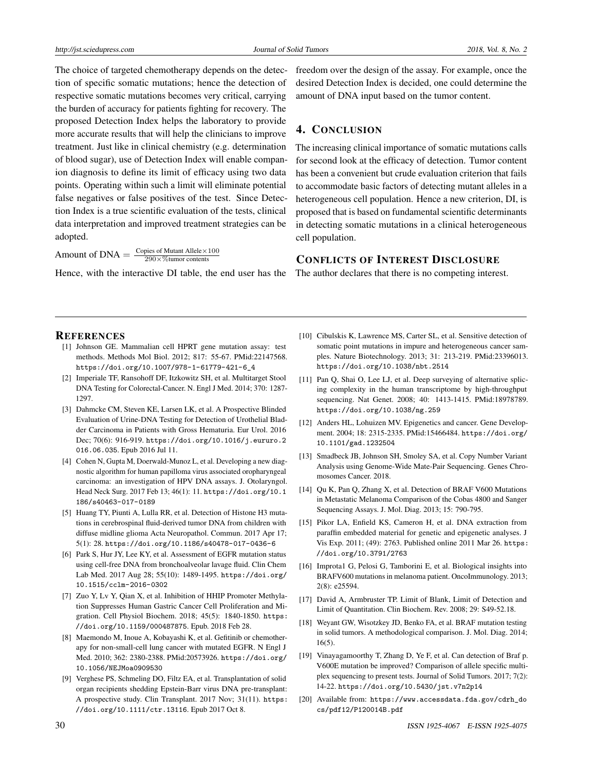The choice of targeted chemotherapy depends on the detection of specific somatic mutations; hence the detection of respective somatic mutations becomes very critical, carrying the burden of accuracy for patients fighting for recovery. The proposed Detection Index helps the laboratory to provide more accurate results that will help the clinicians to improve treatment. Just like in clinical chemistry (e.g. determination of blood sugar), use of Detection Index will enable companion diagnosis to define its limit of efficacy using two data points. Operating within such a limit will eliminate potential false negatives or false positives of the test. Since Detection Index is a true scientific evaluation of the tests, clinical data interpretation and improved treatment strategies can be adopted.

$$\text{Amount of DNA} = \frac{\text{Copies of Mutant Allele} \times 100}{290 \times \%\text{tumor contents}}$$

Hence, with the interactive DI table, the end user has the freedom over the design of the assay. For example, once the desired Detection Index is decided, one could determine the amount of DNA input based on the tumor content.

## 4. Conclusion

The increasing clinical importance of somatic mutations calls for second look at the efficacy of detection. Tumor content has been a convenient but crude evaluation criterion that fails to accommodate basic factors of detecting mutant alleles in a heterogeneous cell population. Hence a new criterion, DI, is proposed that is based on fundamental scientific determinants in detecting somatic mutations in a clinical heterogeneous cell population.

## Conflicts of Interest Disclosure

The author declares that there is no competing interest.

## References

[1] Johnson GE. Mammalian cell HPRT gene mutation assay: test methods. Methods Mol Biol. 2012; 817: 55-67. PMid:22147568. https://doi.org/10.1007/978-1-61779-421-6_4

[2] Imperiale TF, Ransohoff DF, Itzkowitz SH, et al. Multitarget Stool DNA Testing for Colorectal-Cancer. N. Engl J Med. 2014; 370: 1287-1297.

[3] Dahmcke CM, Steven KE, Larsen LK, et al. A Prospective Blinded Evaluation of Urine-DNA Testing for Detection of Urothelial Bladder Carcinoma in Patients with Gross Hematuria. Eur Urol. 2016 Dec; 70(6): 916-919. https://doi.org/10.1016/j.eururo.2016.06.035. Epub 2016 Jul 11.

[4] Cohen N, Gupta M, Doerwald-Munoz L, et al. Developing a new diagnostic algorithm for human papilloma virus associated oropharyngeal carcinoma: an investigation of HPV DNA assays. J. Otolaryngol. Head Neck Surg. 2017 Feb 13; 46(1): 11. https://doi.org/10.1186/s40463-017-0189

[5] Huang TY, Piunti A, Lulla RR, et al. Detection of Histone H3 mutations in cerebrospinal fluid-derived tumor DNA from children with diffuse midline glioma Acta Neuropathol. Commun. 2017 Apr 17; 5(1): 28. https://doi.org/10.1186/s40478-017-0436-6

[6] Park S, Hur JY, Lee KY, et al. Assessment of EGFR mutation status using cell-free DNA from bronchoalveolar lavage fluid. Clin Chem Lab Med. 2017 Aug 28; 55(10): 1489-1495. https://doi.org/10.1515/cclm-2016-0302

[7] Zuo Y, Lv Y, Qian X, et al. Inhibition of HHIP Promoter Methylation Suppresses Human Gastric Cancer Cell Proliferation and Migration. Cell Physiol Biochem. 2018; 45(5): 1840-1850. https://doi.org/10.1159/000487875. Epub. 2018 Feb 28.

[8] Maemondo M, Inoue A, Kobayashi K, et al. Gefitinib or chemotherapy for non-small-cell lung cancer with mutated EGFR. N Engl J Med. 2010; 362: 2380-2388. PMid:20573926. https://doi.org/10.1056/NEJMoa0909530

[9] Verghese PS, Schmeling DO, Filtz EA, et al. Transplantation of solid organ recipients shedding Epstein-Barr virus DNA pre-transplant: A prospective study. Clin Transplant. 2017 Nov; 31(11). https://doi.org/10.1111/ctr.13116. Epub 2017 Oct 8.

[10] Cibulskis K, Lawrence MS, Carter SL, et al. Sensitive detection of somatic point mutations in impure and heterogeneous cancer samples. Nature Biotechnology. 2013; 31: 213-219. PMid:23396013. https://doi.org/10.1038/nbt.2514

[11] Pan Q, Shai O, Lee LJ, et al. Deep surveying of alternative splicing complexity in the human transcriptome by high-throughput sequencing. Nat Genet. 2008; 40: 1413-1415. PMid:18978789. https://doi.org/10.1038/ng.259

[12] Anders HL, Lohuizen MV. Epigenetics and cancer. Gene Development. 2004; 18: 2315-2335. PMid:15466484. https://doi.org/10.1101/gad.1232504

[13] Smadbeck JB, Johnson SH, Smoley SA, et al. Copy Number Variant Analysis using Genome-Wide Mate-Pair Sequencing. Genes Chromosomes Cancer. 2018.

[14] Qu K, Pan Q, Zhang X, et al. Detection of BRAF V600 Mutations in Metastatic Melanoma Comparison of the Cobas 4800 and Sanger Sequencing Assays. J. Mol. Diag. 2013; 15: 790-795.

[15] Pikor LA, Enfield KS, Cameron H, et al. DNA extraction from paraffin embedded material for genetic and epigenetic analyses. J Vis Exp. 2011; (49): 2763. Published online 2011 Mar 26. https://doi.org/10.3791/2763

[16] Improta1 G, Pelosi G, Tamborini E, et al. Biological insights into BRAFV600 mutations in melanoma patient. OncoImmunology. 2013; 2(8): e25594.

[17] David A, Armbruster TP. Limit of Blank, Limit of Detection and Limit of Quantitation. Clin Biochem. Rev. 2008; 29: S49-52.18.

[18] Weyant GW, Wisotzkey JD, Benko FA, et al. BRAF mutation testing in solid tumors. A methodological comparison. J. Mol. Diag. 2014; 16(5).

[19] Vinayagamoorthy T, Zhang D, Ye F, et al. Can detection of Braf p. V600E mutation be improved? Comparison of allele specific multiplex sequencing to present tests. Journal of Solid Tumors. 2017; 7(2): 14-22. https://doi.org/10.5430/jst.v7n2p14

[20] Available from: https://www.accessdata.fda.gov/cdrh_docs/pdf12/P120014B.pdf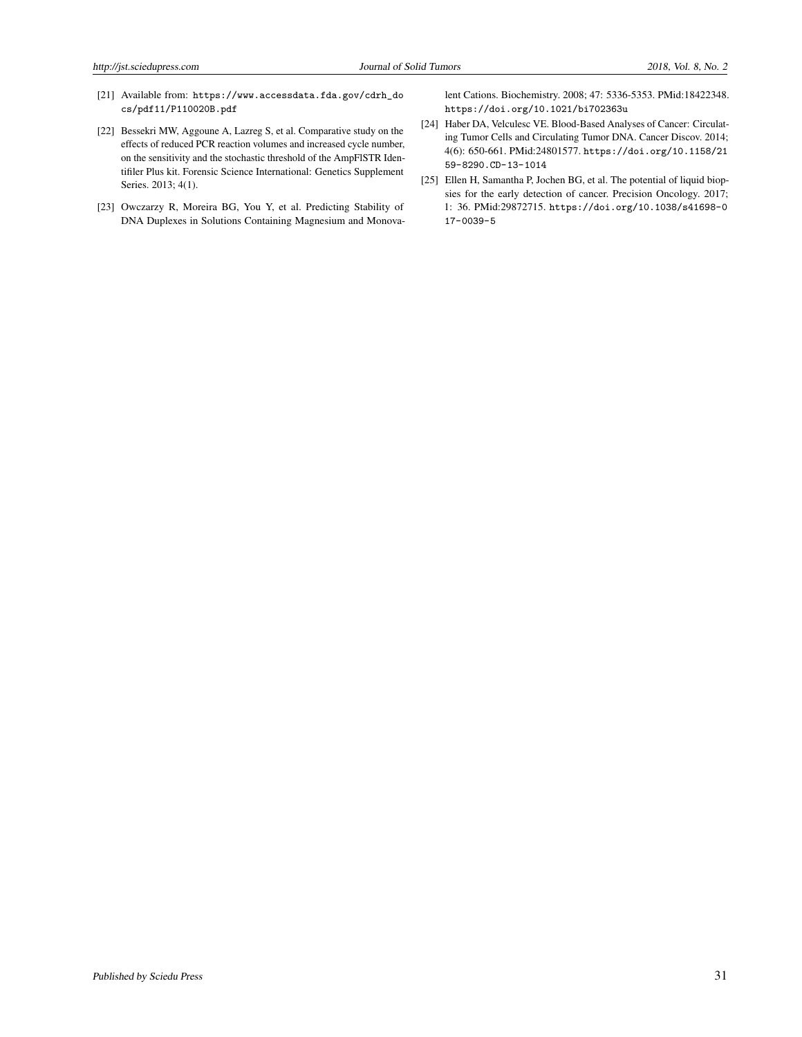[21] Available from: https://www.accessdata.fda.gov/cdrh_docs/pdf11/P110020B.pdf

[22] Bessekri MW, Aggoune A, Lazreg S, et al. Comparative study on the effects of reduced PCR reaction volumes and increased cycle number, on the sensitivity and the stochastic threshold of the AmpFlSTR Identifiler Plus kit. Forensic Science International: Genetics Supplement Series. 2013; 4(1).

[23] Owczarzy R, Moreira BG, You Y, et al. Predicting Stability of DNA Duplexes in Solutions Containing Magnesium and Monovalent Cations. Biochemistry. 2008; 47: 5336-5353. PMid:18422348. https://doi.org/10.1021/bi702363u

[24] Haber DA, Velculesc VE. Blood-Based Analyses of Cancer: Circulating Tumor Cells and Circulating Tumor DNA. Cancer Discov. 2014; 4(6): 650-661. PMid:24801577. https://doi.org/10.1158/2159-8290.CD-13-1014

[25] Ellen H, Samantha P, Jochen BG, et al. The potential of liquid biopsies for the early detection of cancer. Precision Oncology. 2017; 1: 36. PMid:29872715. https://doi.org/10.1038/s41698-017-0039-5